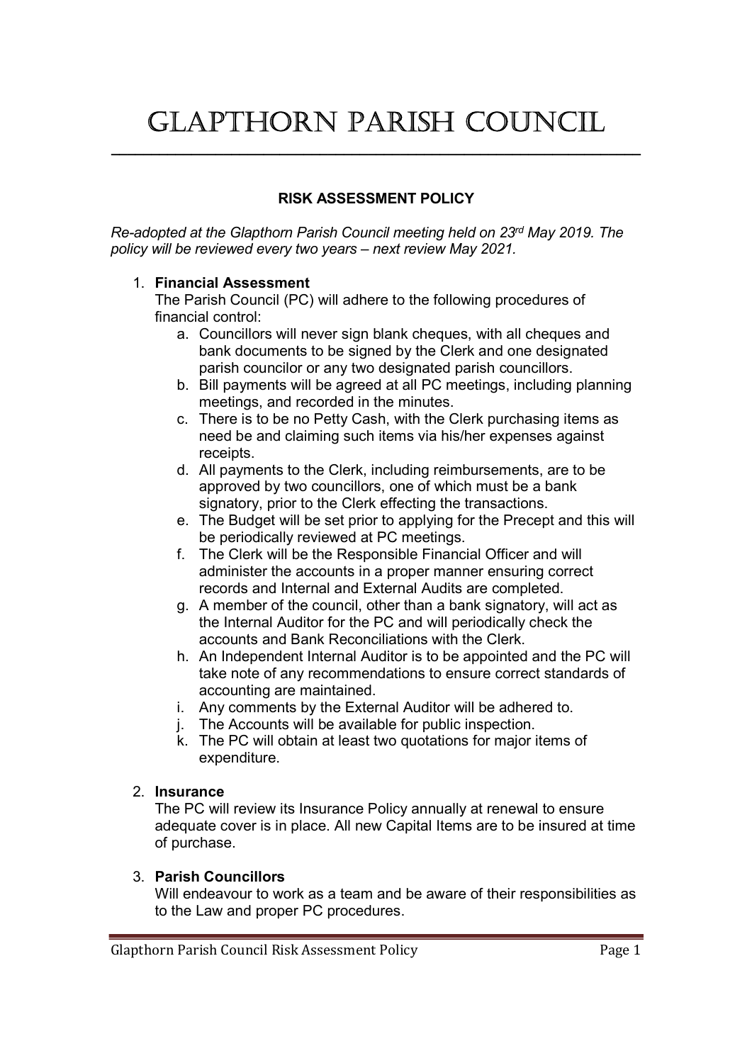# Glapthorn Parish Council

**RISK ASSESSMENT POLICY**

*Re-adopted at the Glapthorn Parish Council meeting held on 23rd May 2019. The policy will be reviewed every two years – next review May 2021.*

1. **Financial Assessment**
   The Parish Council (PC) will adhere to the following procedures of financial control:
   a. Councillors will never sign blank cheques, with all cheques and bank documents to be signed by the Clerk and one designated parish councilor or any two designated parish councillors.
   b. Bill payments will be agreed at all PC meetings, including planning meetings, and recorded in the minutes.
   c. There is to be no Petty Cash, with the Clerk purchasing items as need be and claiming such items via his/her expenses against receipts.
   d. All payments to the Clerk, including reimbursements, are to be approved by two councillors, one of which must be a bank signatory, prior to the Clerk effecting the transactions.
   e. The Budget will be set prior to applying for the Precept and this will be periodically reviewed at PC meetings.
   f. The Clerk will be the Responsible Financial Officer and will administer the accounts in a proper manner ensuring correct records and Internal and External Audits are completed.
   g. A member of the council, other than a bank signatory, will act as the Internal Auditor for the PC and will periodically check the accounts and Bank Reconciliations with the Clerk.
   h. An Independent Internal Auditor is to be appointed and the PC will take note of any recommendations to ensure correct standards of accounting are maintained.
   i. Any comments by the External Auditor will be adhered to.
   j. The Accounts will be available for public inspection.
   k. The PC will obtain at least two quotations for major items of expenditure.

2. **Insurance**
   The PC will review its Insurance Policy annually at renewal to ensure adequate cover is in place. All new Capital Items are to be insured at time of purchase.

3. **Parish Councillors**
   Will endeavour to work as a team and be aware of their responsibilities as to the Law and proper PC procedures.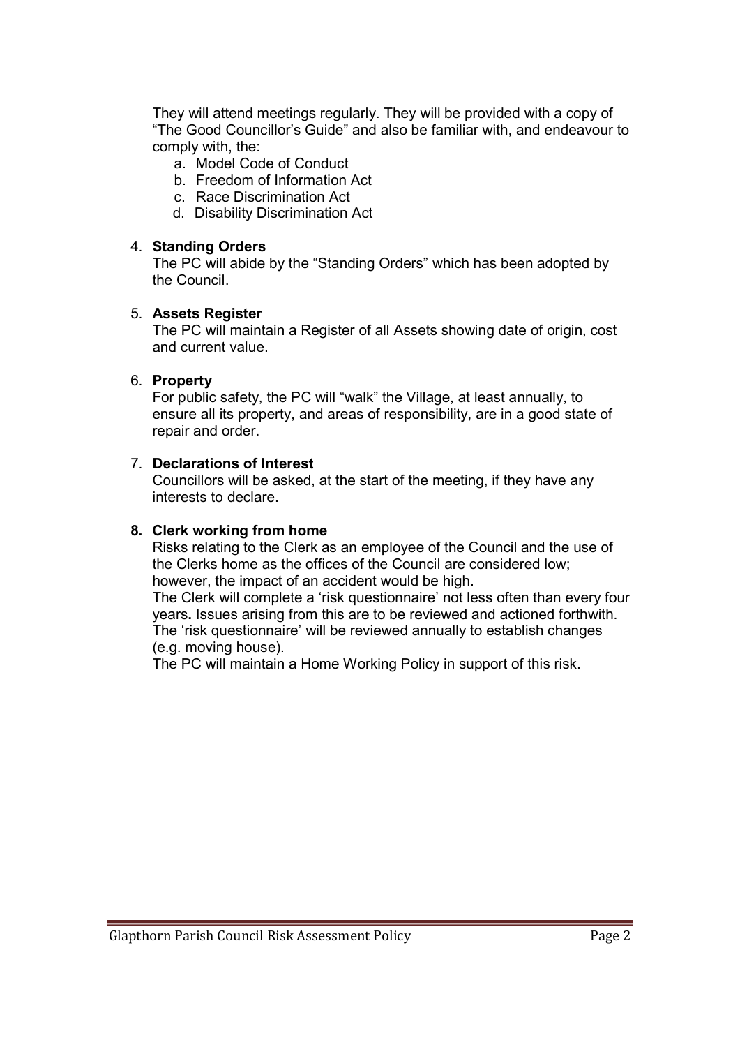They will attend meetings regularly. They will be provided with a copy of "The Good Councillor's Guide" and also be familiar with, and endeavour to comply with, the:

a. Model Code of Conduct
b. Freedom of Information Act
c. Race Discrimination Act
d. Disability Discrimination Act

4. **Standing Orders**

   The PC will abide by the "Standing Orders" which has been adopted by the Council.

5. **Assets Register**

   The PC will maintain a Register of all Assets showing date of origin, cost and current value.

6. **Property**

   For public safety, the PC will "walk" the Village, at least annually, to ensure all its property, and areas of responsibility, are in a good state of repair and order.

7. **Declarations of Interest**

   Councillors will be asked, at the start of the meeting, if they have any interests to declare.

8. **Clerk working from home**

   Risks relating to the Clerk as an employee of the Council and the use of the Clerks home as the offices of the Council are considered low; however, the impact of an accident would be high.

   The Clerk will complete a 'risk questionnaire' not less often than every four years**.** Issues arising from this are to be reviewed and actioned forthwith. The 'risk questionnaire' will be reviewed annually to establish changes (e.g. moving house).

   The PC will maintain a Home Working Policy in support of this risk.